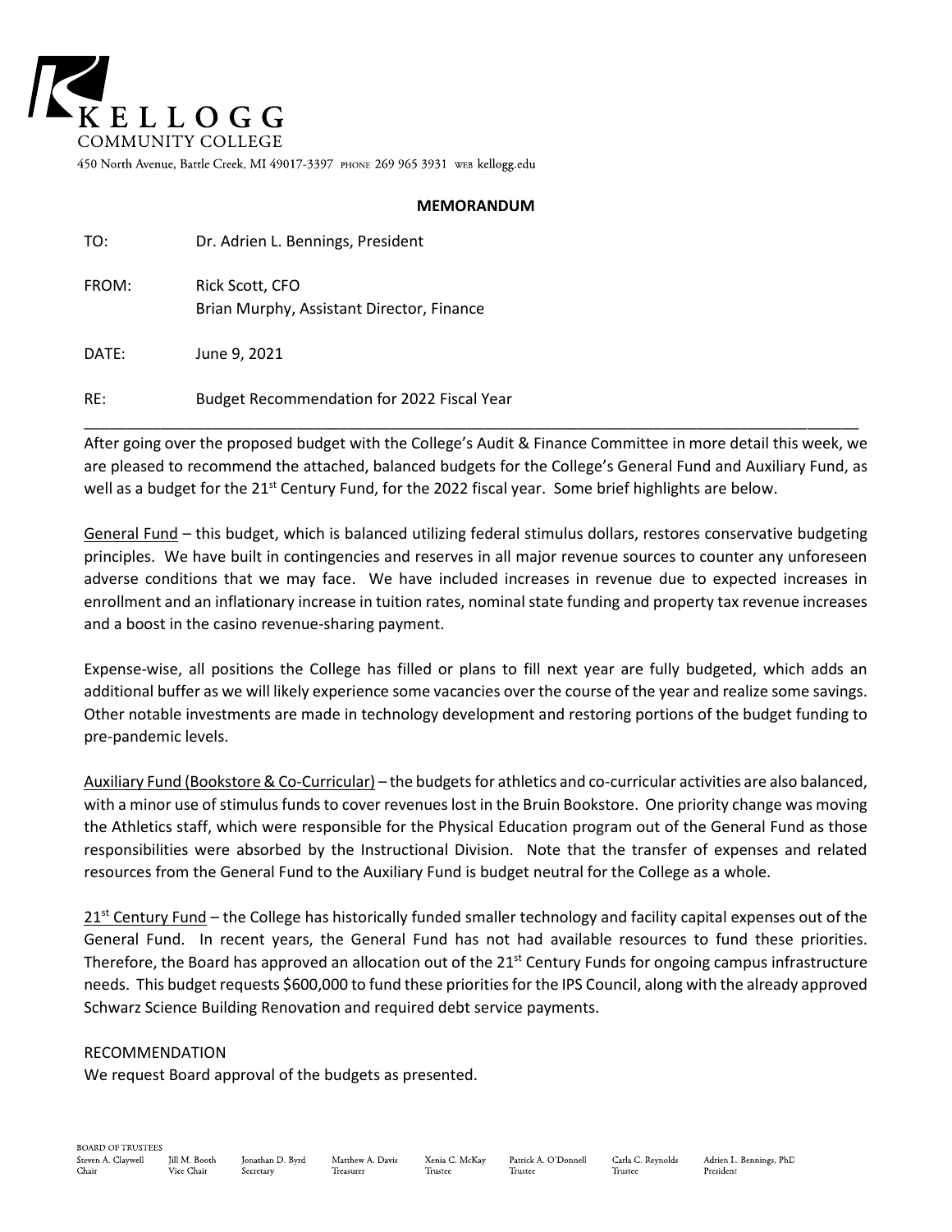# KELLOGG COMMUNITY COLLEGE

450 North Avenue, Battle Creek, MI 49017-3397 PHONE 269 965 3931 WEB kellogg.edu

**MEMORANDUM**

TO: Dr. Adrien L. Bennings, President

FROM: Rick Scott, CFO
Brian Murphy, Assistant Director, Finance

DATE: June 9, 2021

RE: Budget Recommendation for 2022 Fiscal Year

---

After going over the proposed budget with the College's Audit & Finance Committee in more detail this week, we are pleased to recommend the attached, balanced budgets for the College's General Fund and Auxiliary Fund, as well as a budget for the 21st Century Fund, for the 2022 fiscal year. Some brief highlights are below.

<u>General Fund</u> – this budget, which is balanced utilizing federal stimulus dollars, restores conservative budgeting principles. We have built in contingencies and reserves in all major revenue sources to counter any unforeseen adverse conditions that we may face. We have included increases in revenue due to expected increases in enrollment and an inflationary increase in tuition rates, nominal state funding and property tax revenue increases and a boost in the casino revenue-sharing payment.

Expense-wise, all positions the College has filled or plans to fill next year are fully budgeted, which adds an additional buffer as we will likely experience some vacancies over the course of the year and realize some savings. Other notable investments are made in technology development and restoring portions of the budget funding to pre-pandemic levels.

<u>Auxiliary Fund (Bookstore & Co-Curricular)</u> – the budgets for athletics and co-curricular activities are also balanced, with a minor use of stimulus funds to cover revenues lost in the Bruin Bookstore. One priority change was moving the Athletics staff, which were responsible for the Physical Education program out of the General Fund as those responsibilities were absorbed by the Instructional Division. Note that the transfer of expenses and related resources from the General Fund to the Auxiliary Fund is budget neutral for the College as a whole.

<u>21st Century Fund</u> – the College has historically funded smaller technology and facility capital expenses out of the General Fund. In recent years, the General Fund has not had available resources to fund these priorities. Therefore, the Board has approved an allocation out of the 21st Century Funds for ongoing campus infrastructure needs. This budget requests $600,000 to fund these priorities for the IPS Council, along with the already approved Schwarz Science Building Renovation and required debt service payments.

RECOMMENDATION

We request Board approval of the budgets as presented.

BOARD OF TRUSTEES

| Steven A. Claywell | Jill M. Booth | Jonathan D. Byrd | Matthew A. Davis | Xenia C. McKay | Patrick A. O'Donnell | Carla C. Reynolds | Adrien L. Bennings, PhD |
|---|---|---|---|---|---|---|---|
| Chair | Vice Chair | Secretary | Treasurer | Trustee | Trustee | Trustee | President |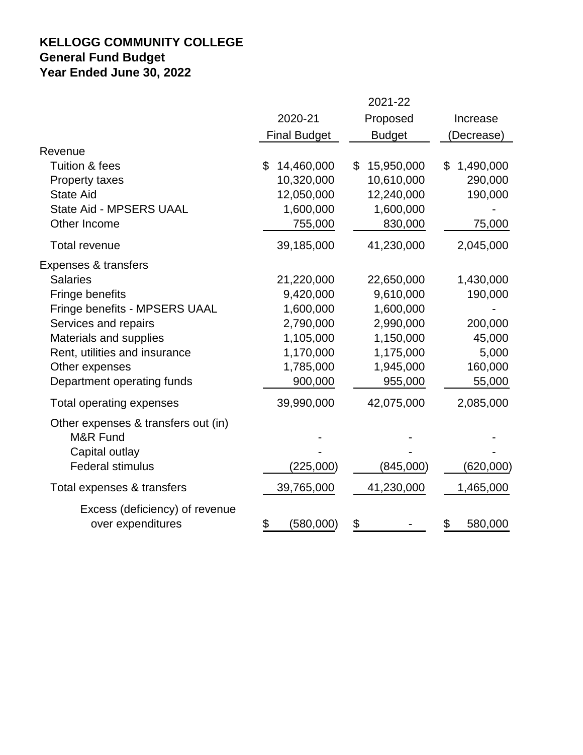# KELLOGG COMMUNITY COLLEGE
## General Fund Budget
## Year Ended June 30, 2022

| | 2020-21 Final Budget | 2021-22 Proposed Budget | Increase (Decrease) |
|---|---|---|---|
| Revenue | | | |
| Tuition & fees | $ 14,460,000 | $ 15,950,000 | $ 1,490,000 |
| Property taxes | 10,320,000 | 10,610,000 | 290,000 |
| State Aid | 12,050,000 | 12,240,000 | 190,000 |
| State Aid - MPSERS UAAL | 1,600,000 | 1,600,000 | - |
| Other Income | 755,000 | 830,000 | 75,000 |
| Total revenue | 39,185,000 | 41,230,000 | 2,045,000 |
| Expenses & transfers | | | |
| Salaries | 21,220,000 | 22,650,000 | 1,430,000 |
| Fringe benefits | 9,420,000 | 9,610,000 | 190,000 |
| Fringe benefits - MPSERS UAAL | 1,600,000 | 1,600,000 | - |
| Services and repairs | 2,790,000 | 2,990,000 | 200,000 |
| Materials and supplies | 1,105,000 | 1,150,000 | 45,000 |
| Rent, utilities and insurance | 1,170,000 | 1,175,000 | 5,000 |
| Other expenses | 1,785,000 | 1,945,000 | 160,000 |
| Department operating funds | 900,000 | 955,000 | 55,000 |
| Total operating expenses | 39,990,000 | 42,075,000 | 2,085,000 |
| Other expenses & transfers out (in) | | | |
| M&R Fund | - | - | - |
| Capital outlay | - | - | - |
| Federal stimulus | (225,000) | (845,000) | (620,000) |
| Total expenses & transfers | 39,765,000 | 41,230,000 | 1,465,000 |
| Excess (deficiency) of revenue over expenditures | $ (580,000) | $ - | $ 580,000 |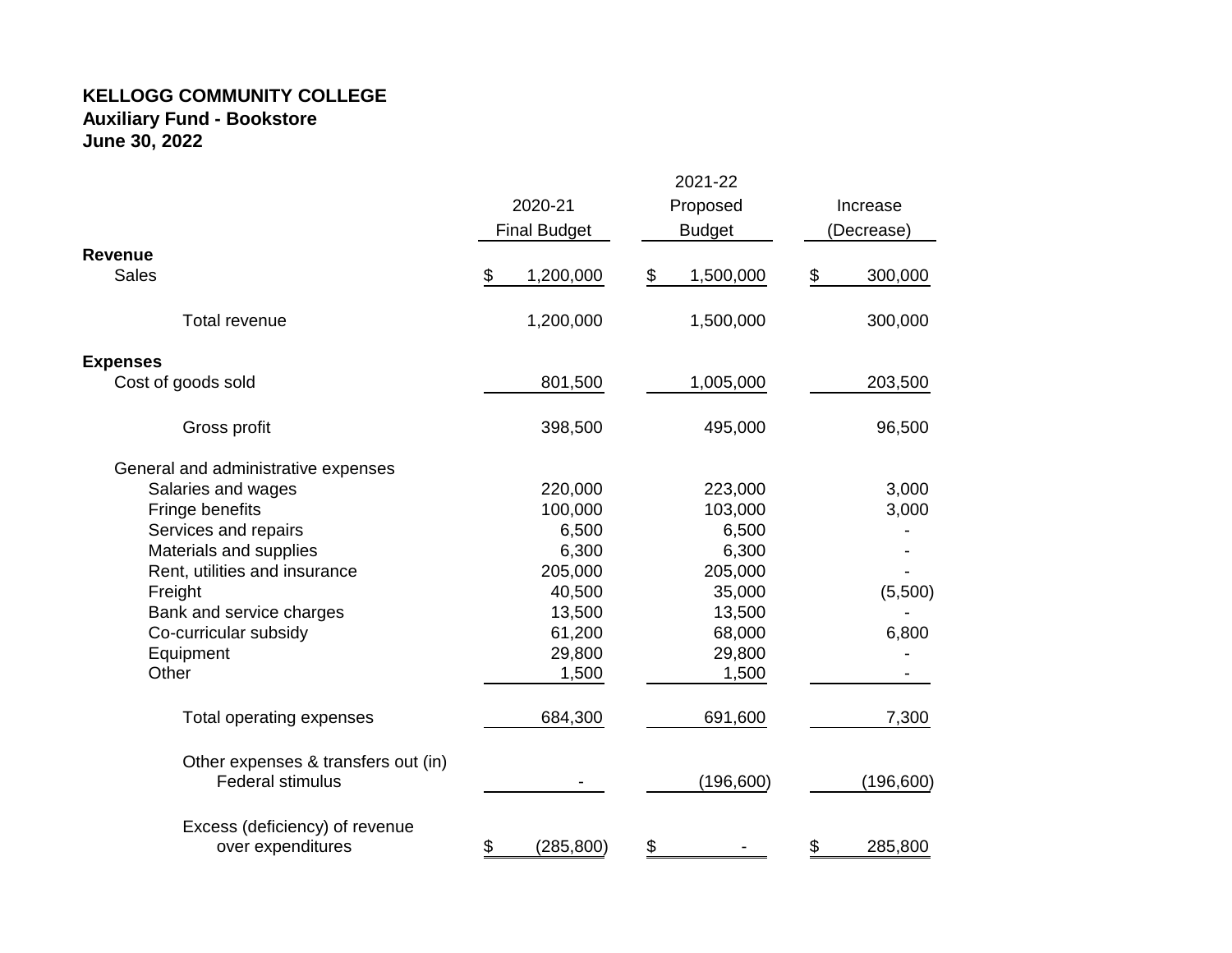**KELLOGG COMMUNITY COLLEGE**
**Auxiliary Fund - Bookstore**
**June 30, 2022**

| | 2020-21 Final Budget | 2021-22 Proposed Budget | Increase (Decrease) |
|---|---|---|---|
| **Revenue** | | | |
| Sales | $ 1,200,000 | $ 1,500,000 | $ 300,000 |
| Total revenue | 1,200,000 | 1,500,000 | 300,000 |
| **Expenses** | | | |
| Cost of goods sold | 801,500 | 1,005,000 | 203,500 |
| Gross profit | 398,500 | 495,000 | 96,500 |
| General and administrative expenses | | | |
| Salaries and wages | 220,000 | 223,000 | 3,000 |
| Fringe benefits | 100,000 | 103,000 | 3,000 |
| Services and repairs | 6,500 | 6,500 | - |
| Materials and supplies | 6,300 | 6,300 | - |
| Rent, utilities and insurance | 205,000 | 205,000 | - |
| Freight | 40,500 | 35,000 | (5,500) |
| Bank and service charges | 13,500 | 13,500 | - |
| Co-curricular subsidy | 61,200 | 68,000 | 6,800 |
| Equipment | 29,800 | 29,800 | - |
| Other | 1,500 | 1,500 | - |
| Total operating expenses | 684,300 | 691,600 | 7,300 |
| Other expenses & transfers out (in) | | | |
| Federal stimulus | - | (196,600) | (196,600) |
| Excess (deficiency) of revenue over expenditures | $ (285,800) | $ - | $ 285,800 |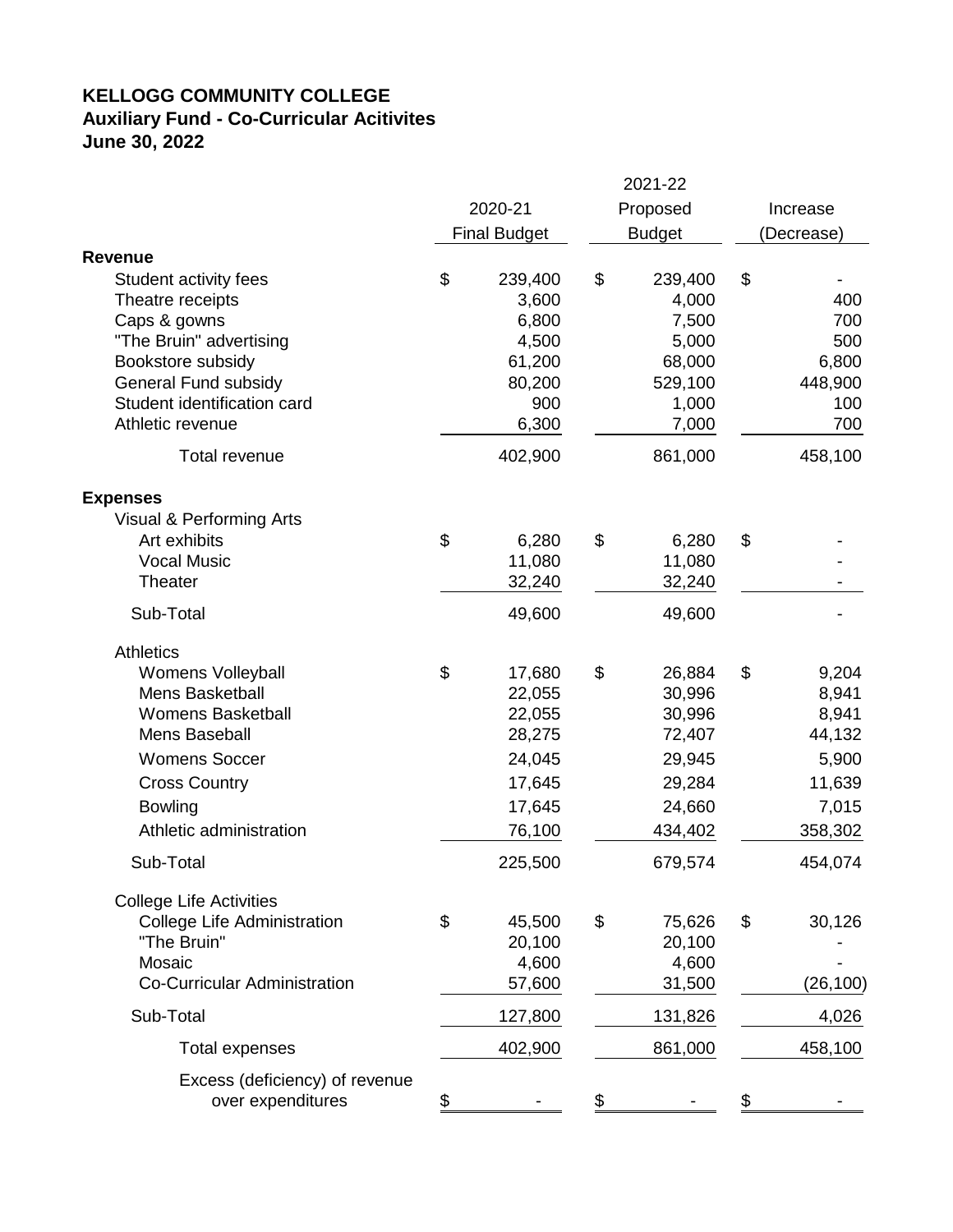**KELLOGG COMMUNITY COLLEGE**
**Auxiliary Fund - Co-Curricular Acitivites**
**June 30, 2022**

| | 2020-21 Final Budget | 2021-22 Proposed Budget | Increase (Decrease) |
|---|---|---|---|
| **Revenue** | | | |
| Student activity fees | $ 239,400 | $ 239,400 | $ - |
| Theatre receipts | 3,600 | 4,000 | 400 |
| Caps & gowns | 6,800 | 7,500 | 700 |
| "The Bruin" advertising | 4,500 | 5,000 | 500 |
| Bookstore subsidy | 61,200 | 68,000 | 6,800 |
| General Fund subsidy | 80,200 | 529,100 | 448,900 |
| Student identification card | 900 | 1,000 | 100 |
| Athletic revenue | 6,300 | 7,000 | 700 |
| Total revenue | 402,900 | 861,000 | 458,100 |
| **Expenses** | | | |
| Visual & Performing Arts | | | |
| Art exhibits | $ 6,280 | $ 6,280 | $ - |
| Vocal Music | 11,080 | 11,080 | - |
| Theater | 32,240 | 32,240 | - |
| Sub-Total | 49,600 | 49,600 | - |
| Athletics | | | |
| Womens Volleyball | $ 17,680 | $ 26,884 | $ 9,204 |
| Mens Basketball | 22,055 | 30,996 | 8,941 |
| Womens Basketball | 22,055 | 30,996 | 8,941 |
| Mens Baseball | 28,275 | 72,407 | 44,132 |
| Womens Soccer | 24,045 | 29,945 | 5,900 |
| Cross Country | 17,645 | 29,284 | 11,639 |
| Bowling | 17,645 | 24,660 | 7,015 |
| Athletic administration | 76,100 | 434,402 | 358,302 |
| Sub-Total | 225,500 | 679,574 | 454,074 |
| College Life Activities | | | |
| College Life Administration | $ 45,500 | $ 75,626 | $ 30,126 |
| "The Bruin" | 20,100 | 20,100 | - |
| Mosaic | 4,600 | 4,600 | - |
| Co-Curricular Administration | 57,600 | 31,500 | (26,100) |
| Sub-Total | 127,800 | 131,826 | 4,026 |
| Total expenses | 402,900 | 861,000 | 458,100 |
| Excess (deficiency) of revenue over expenditures | $ - | $ - | $ - |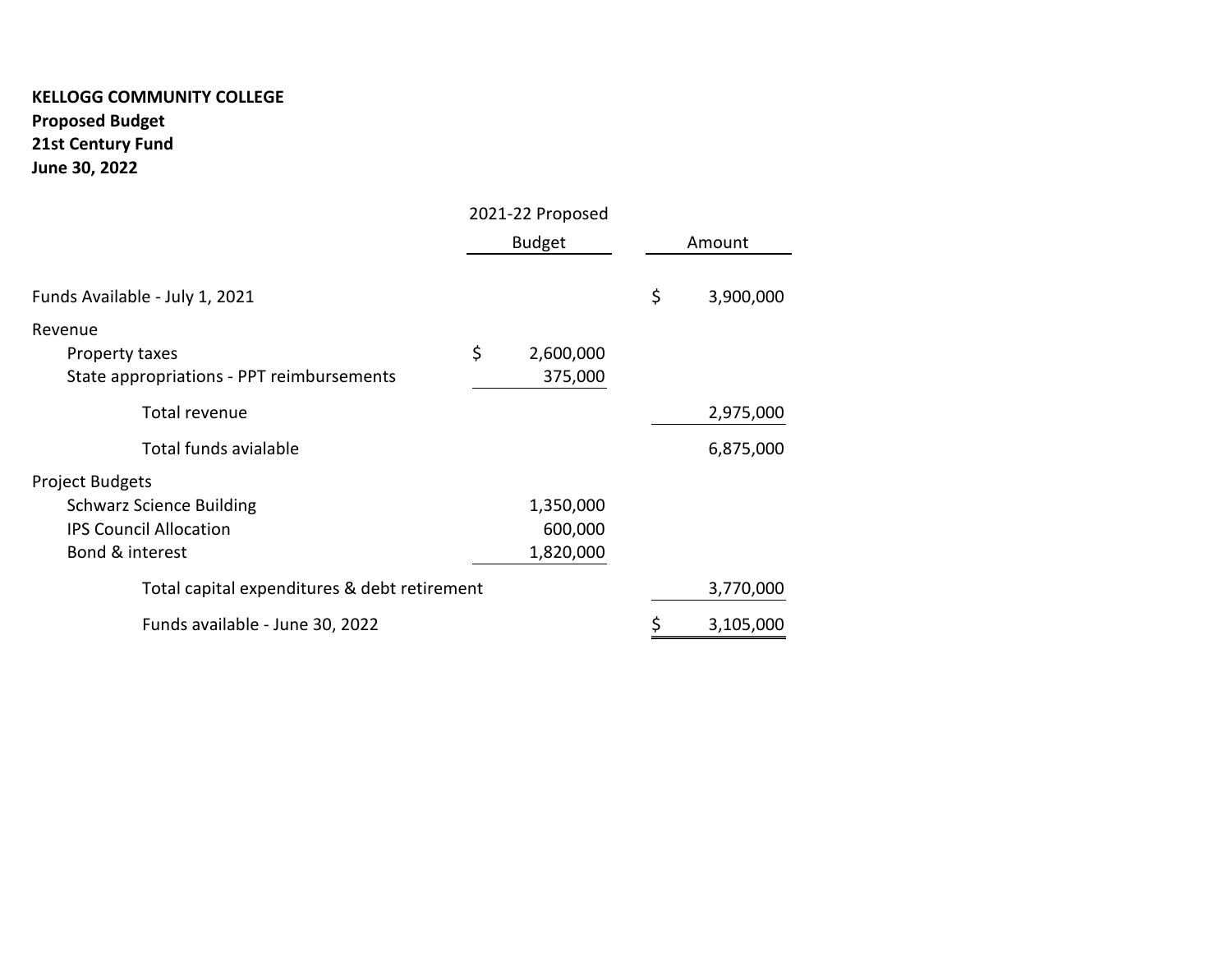**KELLOGG COMMUNITY COLLEGE**
**Proposed Budget**
**21st Century Fund**
**June 30, 2022**

| | 2021-22 Proposed Budget | Amount |
|---|---|---|
| Funds Available - July 1, 2021 | | $ 3,900,000 |
| Revenue | | |
| Property taxes | $ 2,600,000 | |
| State appropriations - PPT reimbursements | 375,000 | |
| Total revenue | | 2,975,000 |
| Total funds avialable | | 6,875,000 |
| Project Budgets | | |
| Schwarz Science Building | 1,350,000 | |
| IPS Council Allocation | 600,000 | |
| Bond & interest | 1,820,000 | |
| Total capital expenditures & debt retirement | | 3,770,000 |
| Funds available - June 30, 2022 | | $ 3,105,000 |